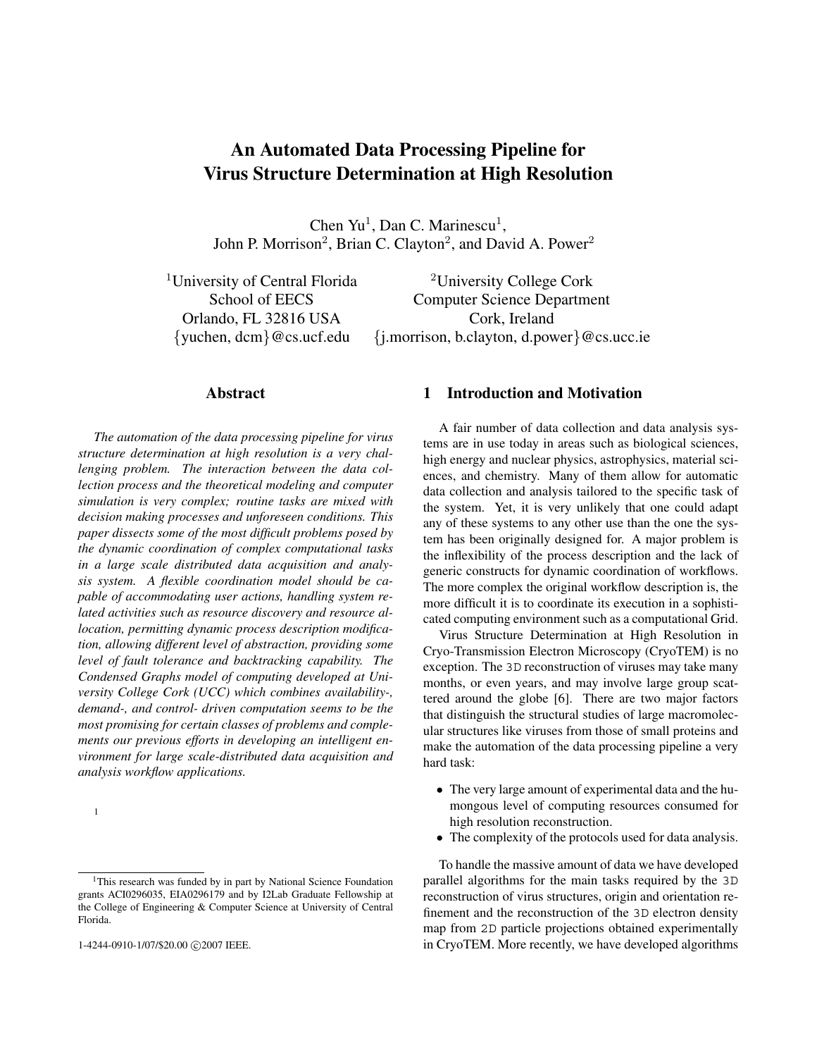# An Automated Data Processing Pipeline for Virus Structure Determination at High Resolution

Chen Yu[1], Dan C. Marinescu[1], John P. Morrison[2], Brian C. Clayton[2], and David A. Power[2]

[1]University of Central Florida
School of EECS
Orlando, FL 32816 USA
{yuchen, dcm}@cs.ucf.edu

[2]University College Cork
Computer Science Department
Cork, Ireland
{j.morrison, b.clayton, d.power}@cs.ucc.ie

## Abstract

*The automation of the data processing pipeline for virus structure determination at high resolution is a very challenging problem. The interaction between the data collection process and the theoretical modeling and computer simulation is very complex; routine tasks are mixed with decision making processes and unforeseen conditions. This paper dissects some of the most difficult problems posed by the dynamic coordination of complex computational tasks in a large scale distributed data acquisition and analysis system. A flexible coordination model should be capable of accommodating user actions, handling system related activities such as resource discovery and resource allocation, permitting dynamic process description modification, allowing different level of abstraction, providing some level of fault tolerance and backtracking capability. The Condensed Graphs model of computing developed at University College Cork (UCC) which combines availability-, demand-, and control- driven computation seems to be the most promising for certain classes of problems and complements our previous efforts in developing an intelligent environment for large scale-distributed data acquisition and analysis workflow applications.*

[1]

[1]This research was funded by in part by National Science Foundation grants ACI0296035, EIA0296179 and by I2Lab Graduate Fellowship at the College of Engineering & Computer Science at University of Central Florida.

1-4244-0910-1/07/$20.00 ©2007 IEEE.

## 1 Introduction and Motivation

A fair number of data collection and data analysis systems are in use today in areas such as biological sciences, high energy and nuclear physics, astrophysics, material sciences, and chemistry. Many of them allow for automatic data collection and analysis tailored to the specific task of the system. Yet, it is very unlikely that one could adapt any of these systems to any other use than the one the system has been originally designed for. A major problem is the inflexibility of the process description and the lack of generic constructs for dynamic coordination of workflows. The more complex the original workflow description is, the more difficult it is to coordinate its execution in a sophisticated computing environment such as a computational Grid.

Virus Structure Determination at High Resolution in Cryo-Transmission Electron Microscopy (CryoTEM) is no exception. The 3D reconstruction of viruses may take many months, or even years, and may involve large group scattered around the globe [6]. There are two major factors that distinguish the structural studies of large macromolecular structures like viruses from those of small proteins and make the automation of the data processing pipeline a very hard task:

- The very large amount of experimental data and the humongous level of computing resources consumed for high resolution reconstruction.
- The complexity of the protocols used for data analysis.

To handle the massive amount of data we have developed parallel algorithms for the main tasks required by the 3D reconstruction of virus structures, origin and orientation refinement and the reconstruction of the 3D electron density map from 2D particle projections obtained experimentally in CryoTEM. More recently, we have developed algorithms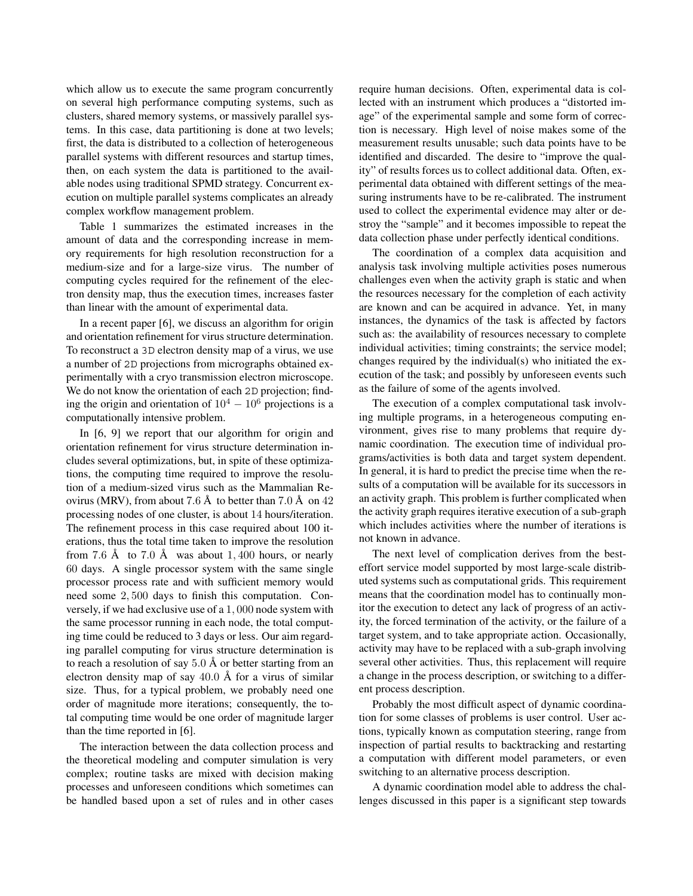which allow us to execute the same program concurrently on several high performance computing systems, such as clusters, shared memory systems, or massively parallel systems. In this case, data partitioning is done at two levels; first, the data is distributed to a collection of heterogeneous parallel systems with different resources and startup times, then, on each system the data is partitioned to the available nodes using traditional SPMD strategy. Concurrent execution on multiple parallel systems complicates an already complex workflow management problem.

Table 1 summarizes the estimated increases in the amount of data and the corresponding increase in memory requirements for high resolution reconstruction for a medium-size and for a large-size virus. The number of computing cycles required for the refinement of the electron density map, thus the execution times, increases faster than linear with the amount of experimental data.

In a recent paper [6], we discuss an algorithm for origin and orientation refinement for virus structure determination. To reconstruct a `3D` electron density map of a virus, we use a number of `2D` projections from micrographs obtained experimentally with a cryo transmission electron microscope. We do not know the orientation of each `2D` projection; finding the origin and orientation of $10^4 - 10^6$ projections is a computationally intensive problem.

In [6, 9] we report that our algorithm for origin and orientation refinement for virus structure determination includes several optimizations, but, in spite of these optimizations, the computing time required to improve the resolution of a medium-sized virus such as the Mammalian Reovirus (MRV), from about $7.6$ Å to better than $7.0$ Å on $42$ processing nodes of one cluster, is about $14$ hours/iteration. The refinement process in this case required about 100 iterations, thus the total time taken to improve the resolution from $7.6$ Å to $7.0$ Å was about $1,400$ hours, or nearly $60$ days. A single processor system with the same single processor process rate and with sufficient memory would need some $2,500$ days to finish this computation. Conversely, if we had exclusive use of a $1,000$ node system with the same processor running in each node, the total computing time could be reduced to 3 days or less. Our aim regarding parallel computing for virus structure determination is to reach a resolution of say $5.0$ Å or better starting from an electron density map of say $40.0$ Å for a virus of similar size. Thus, for a typical problem, we probably need one order of magnitude more iterations; consequently, the total computing time would be one order of magnitude larger than the time reported in [6].

The interaction between the data collection process and the theoretical modeling and computer simulation is very complex; routine tasks are mixed with decision making processes and unforeseen conditions which sometimes can be handled based upon a set of rules and in other cases require human decisions. Often, experimental data is collected with an instrument which produces a "distorted image" of the experimental sample and some form of correction is necessary. High level of noise makes some of the measurement results unusable; such data points have to be identified and discarded. The desire to "improve the quality" of results forces us to collect additional data. Often, experimental data obtained with different settings of the measuring instruments have to be re-calibrated. The instrument used to collect the experimental evidence may alter or destroy the "sample" and it becomes impossible to repeat the data collection phase under perfectly identical conditions.

The coordination of a complex data acquisition and analysis task involving multiple activities poses numerous challenges even when the activity graph is static and when the resources necessary for the completion of each activity are known and can be acquired in advance. Yet, in many instances, the dynamics of the task is affected by factors such as: the availability of resources necessary to complete individual activities; timing constraints; the service model; changes required by the individual(s) who initiated the execution of the task; and possibly by unforeseen events such as the failure of some of the agents involved.

The execution of a complex computational task involving multiple programs, in a heterogeneous computing environment, gives rise to many problems that require dynamic coordination. The execution time of individual programs/activities is both data and target system dependent. In general, it is hard to predict the precise time when the results of a computation will be available for its successors in an activity graph. This problem is further complicated when the activity graph requires iterative execution of a sub-graph which includes activities where the number of iterations is not known in advance.

The next level of complication derives from the best-effort service model supported by most large-scale distributed systems such as computational grids. This requirement means that the coordination model has to continually monitor the execution to detect any lack of progress of an activity, the forced termination of the activity, or the failure of a target system, and to take appropriate action. Occasionally, activity may have to be replaced with a sub-graph involving several other activities. Thus, this replacement will require a change in the process description, or switching to a different process description.

Probably the most difficult aspect of dynamic coordination for some classes of problems is user control. User actions, typically known as computation steering, range from inspection of partial results to backtracking and restarting a computation with different model parameters, or even switching to an alternative process description.

A dynamic coordination model able to address the challenges discussed in this paper is a significant step towards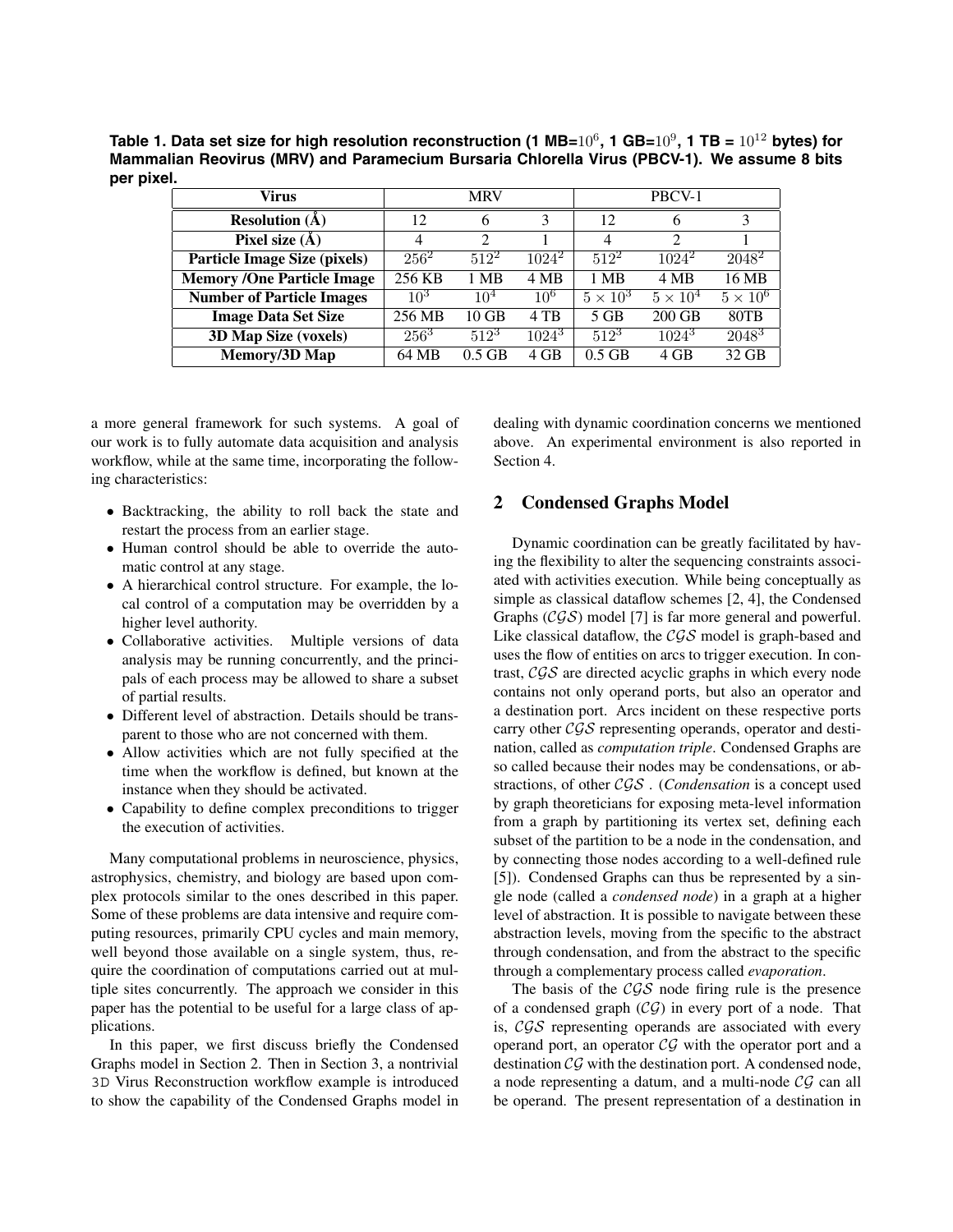**Table 1. Data set size for high resolution reconstruction (1 MB=$10^6$, 1 GB=$10^9$, 1 TB = $10^{12}$ bytes) for Mammalian Reovirus (MRV) and Paramecium Bursaria Chlorella Virus (PBCV-1). We assume 8 bits per pixel.**

| **Virus** | MRV | | | PBCV-1 | | |
|---|---|---|---|---|---|---|
| **Resolution (Å)** | 12 | 6 | 3 | 12 | 6 | 3 |
| **Pixel size (Å)** | 4 | 2 | 1 | 4 | 2 | 1 |
| **Particle Image Size (pixels)** | $256^2$ | $512^2$ | $1024^2$ | $512^2$ | $1024^2$ | $2048^2$ |
| **Memory /One Particle Image** | 256 KB | 1 MB | 4 MB | 1 MB | 4 MB | 16 MB |
| **Number of Particle Images** | $10^3$ | $10^4$ | $10^6$ | $5 \times 10^3$ | $5 \times 10^4$ | $5 \times 10^6$ |
| **Image Data Set Size** | 256 MB | 10 GB | 4 TB | 5 GB | 200 GB | 80TB |
| **3D Map Size (voxels)** | $256^3$ | $512^3$ | $1024^3$ | $512^3$ | $1024^3$ | $2048^3$ |
| **Memory/3D Map** | 64 MB | 0.5 GB | 4 GB | 0.5 GB | 4 GB | 32 GB |

a more general framework for such systems. A goal of our work is to fully automate data acquisition and analysis workflow, while at the same time, incorporating the following characteristics:

- Backtracking, the ability to roll back the state and restart the process from an earlier stage.
- Human control should be able to override the automatic control at any stage.
- A hierarchical control structure. For example, the local control of a computation may be overridden by a higher level authority.
- Collaborative activities. Multiple versions of data analysis may be running concurrently, and the principals of each process may be allowed to share a subset of partial results.
- Different level of abstraction. Details should be transparent to those who are not concerned with them.
- Allow activities which are not fully specified at the time when the workflow is defined, but known at the instance when they should be activated.
- Capability to define complex preconditions to trigger the execution of activities.

Many computational problems in neuroscience, physics, astrophysics, chemistry, and biology are based upon complex protocols similar to the ones described in this paper. Some of these problems are data intensive and require computing resources, primarily CPU cycles and main memory, well beyond those available on a single system, thus, require the coordination of computations carried out at multiple sites concurrently. The approach we consider in this paper has the potential to be useful for a large class of applications.

In this paper, we first discuss briefly the Condensed Graphs model in Section 2. Then in Section 3, a nontrivial 3D Virus Reconstruction workflow example is introduced to show the capability of the Condensed Graphs model in dealing with dynamic coordination concerns we mentioned above. An experimental environment is also reported in Section 4.

## 2 Condensed Graphs Model

Dynamic coordination can be greatly facilitated by having the flexibility to alter the sequencing constraints associated with activities execution. While being conceptually as simple as classical dataflow schemes [2, 4], the Condensed Graphs ($\mathcal{CGS}$) model [7] is far more general and powerful. Like classical dataflow, the $\mathcal{CGS}$ model is graph-based and uses the flow of entities on arcs to trigger execution. In contrast, $\mathcal{CGS}$ are directed acyclic graphs in which every node contains not only operand ports, but also an operator and a destination port. Arcs incident on these respective ports carry other $\mathcal{CGS}$ representing operands, operator and destination, called as *computation triple*. Condensed Graphs are so called because their nodes may be condensations, or abstractions, of other $\mathcal{CGS}$ . (*Condensation* is a concept used by graph theoreticians for exposing meta-level information from a graph by partitioning its vertex set, defining each subset of the partition to be a node in the condensation, and by connecting those nodes according to a well-defined rule [5]). Condensed Graphs can thus be represented by a single node (called a *condensed node*) in a graph at a higher level of abstraction. It is possible to navigate between these abstraction levels, moving from the specific to the abstract through condensation, and from the abstract to the specific through a complementary process called *evaporation*.

The basis of the $\mathcal{CGS}$ node firing rule is the presence of a condensed graph ($\mathcal{CG}$) in every port of a node. That is, $\mathcal{CGS}$ representing operands are associated with every operand port, an operator $\mathcal{CG}$ with the operator port and a destination $\mathcal{CG}$ with the destination port. A condensed node, a node representing a datum, and a multi-node $\mathcal{CG}$ can all be operand. The present representation of a destination in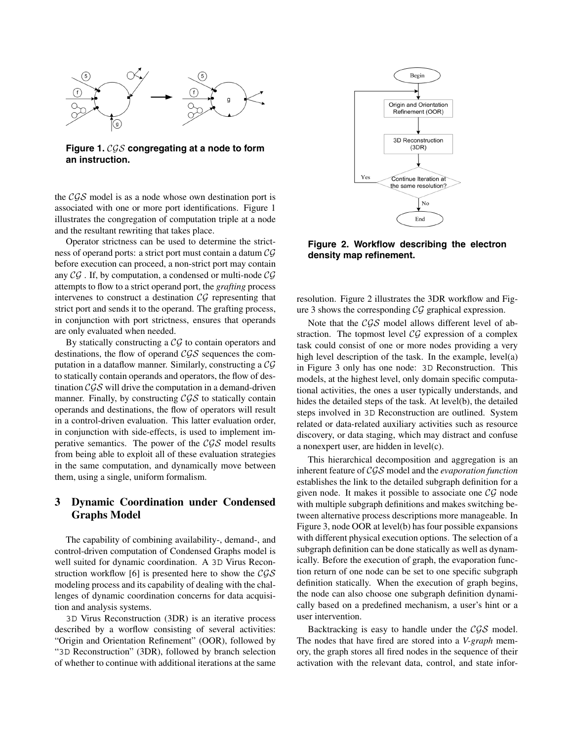**Figure 1.** $\mathcal{CGS}$ **congregating at a node to form an instruction.**

the $\mathcal{CGS}$ model is as a node whose own destination port is associated with one or more port identifications. Figure 1 illustrates the congregation of computation triple at a node and the resultant rewriting that takes place.

Operator strictness can be used to determine the strictness of operand ports: a strict port must contain a datum $\mathcal{CG}$ before execution can proceed, a non-strict port may contain any $\mathcal{CG}$ . If, by computation, a condensed or multi-node $\mathcal{CG}$ attempts to flow to a strict operand port, the *grafting* process intervenes to construct a destination $\mathcal{CG}$ representing that strict port and sends it to the operand. The grafting process, in conjunction with port strictness, ensures that operands are only evaluated when needed.

By statically constructing a $\mathcal{CG}$ to contain operators and destinations, the flow of operand $\mathcal{CGS}$ sequences the computation in a dataflow manner. Similarly, constructing a $\mathcal{CG}$ to statically contain operands and operators, the flow of destination $\mathcal{CGS}$ will drive the computation in a demand-driven manner. Finally, by constructing $\mathcal{CGS}$ to statically contain operands and destinations, the flow of operators will result in a control-driven evaluation. This latter evaluation order, in conjunction with side-effects, is used to implement imperative semantics. The power of the $\mathcal{CGS}$ model results from being able to exploit all of these evaluation strategies in the same computation, and dynamically move between them, using a single, uniform formalism.

## 3 Dynamic Coordination under Condensed Graphs Model

The capability of combining availability-, demand-, and control-driven computation of Condensed Graphs model is well suited for dynamic coordination. A 3D Virus Reconstruction workflow [6] is presented here to show the $\mathcal{CGS}$ modeling process and its capability of dealing with the challenges of dynamic coordination concerns for data acquisition and analysis systems.

3D Virus Reconstruction (3DR) is an iterative process described by a worflow consisting of several activities: "Origin and Orientation Refinement" (OOR), followed by "3D Reconstruction" (3DR), followed by branch selection of whether to continue with additional iterations at the same resolution. Figure 2 illustrates the 3DR workflow and Figure 3 shows the corresponding $\mathcal{CG}$ graphical expression.

**Figure 2. Workflow describing the electron density map refinement.**

Note that the $\mathcal{CGS}$ model allows different level of abstraction. The topmost level $\mathcal{CG}$ expression of a complex task could consist of one or more nodes providing a very high level description of the task. In the example, level(a) in Figure 3 only has one node: 3D Reconstruction. This models, at the highest level, only domain specific computational activities, the ones a user typically understands, and hides the detailed steps of the task. At level(b), the detailed steps involved in 3D Reconstruction are outlined. System related or data-related auxiliary activities such as resource discovery, or data staging, which may distract and confuse a nonexpert user, are hidden in level(c).

This hierarchical decomposition and aggregation is an inherent feature of $\mathcal{CGS}$ model and the *evaporation function* establishes the link to the detailed subgraph definition for a given node. It makes it possible to associate one $\mathcal{CG}$ node with multiple subgraph definitions and makes switching between alternative process descriptions more manageable. In Figure 3, node OOR at level(b) has four possible expansions with different physical execution options. The selection of a subgraph definition can be done statically as well as dynamically. Before the execution of graph, the evaporation function return of one node can be set to one specific subgraph definition statically. When the execution of graph begins, the node can also choose one subgraph definition dynamically based on a predefined mechanism, a user's hint or a user intervention.

Backtracking is easy to handle under the $\mathcal{CGS}$ model. The nodes that have fired are stored into a *V-graph* memory, the graph stores all fired nodes in the sequence of their activation with the relevant data, control, and state infor-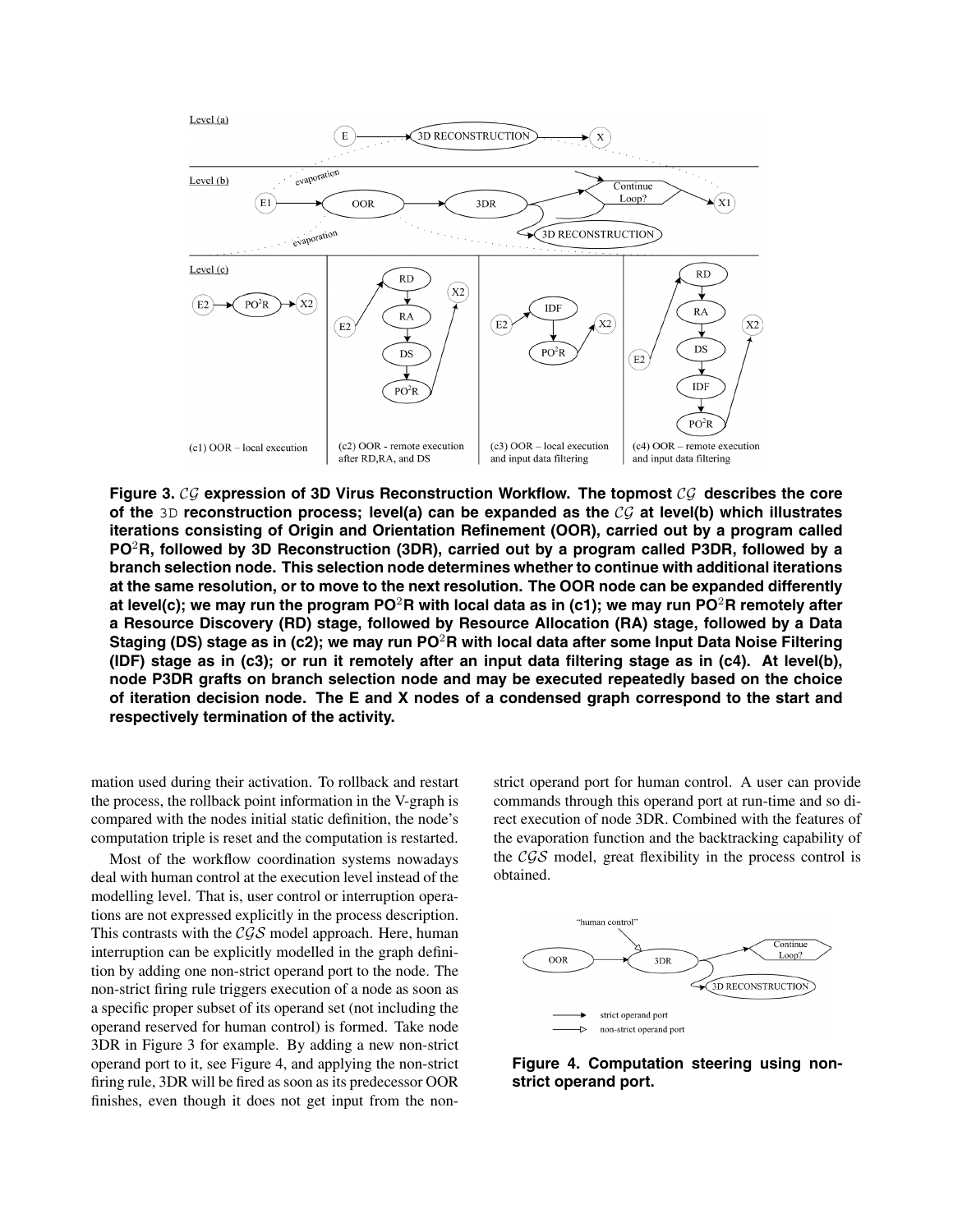**Figure 3. $\mathcal{CG}$ expression of 3D Virus Reconstruction Workflow. The topmost $\mathcal{CG}$ describes the core of the 3D reconstruction process; level(a) can be expanded as the $\mathcal{CG}$ at level(b) which illustrates iterations consisting of Origin and Orientation Refinement (OOR), carried out by a program called PO$^2$R, followed by 3D Reconstruction (3DR), carried out by a program called P3DR, followed by a branch selection node. This selection node determines whether to continue with additional iterations at the same resolution, or to move to the next resolution. The OOR node can be expanded differently at level(c); we may run the program PO$^2$R with local data as in (c1); we may run PO$^2$R remotely after a Resource Discovery (RD) stage, followed by Resource Allocation (RA) stage, followed by a Data Staging (DS) stage as in (c2); we may run PO$^2$R with local data after some Input Data Noise Filtering (IDF) stage as in (c3); or run it remotely after an input data filtering stage as in (c4). At level(b), node P3DR grafts on branch selection node and may be executed repeatedly based on the choice of iteration decision node. The E and X nodes of a condensed graph correspond to the start and respectively termination of the activity.**

mation used during their activation. To rollback and restart the process, the rollback point information in the V-graph is compared with the nodes initial static definition, the node's computation triple is reset and the computation is restarted.

Most of the workflow coordination systems nowadays deal with human control at the execution level instead of the modelling level. That is, user control or interruption operations are not expressed explicitly in the process description. This contrasts with the $\mathcal{CGS}$ model approach. Here, human interruption can be explicitly modelled in the graph definition by adding one non-strict operand port to the node. The non-strict firing rule triggers execution of a node as soon as a specific proper subset of its operand set (not including the operand reserved for human control) is formed. Take node 3DR in Figure 3 for example. By adding a new non-strict operand port to it, see Figure 4, and applying the non-strict firing rule, 3DR will be fired as soon as its predecessor OOR finishes, even though it does not get input from the non-strict operand port for human control. A user can provide commands through this operand port at run-time and so direct execution of node 3DR. Combined with the features of the evaporation function and the backtracking capability of the $\mathcal{CGS}$ model, great flexibility in the process control is obtained.

**Figure 4. Computation steering using non-strict operand port.**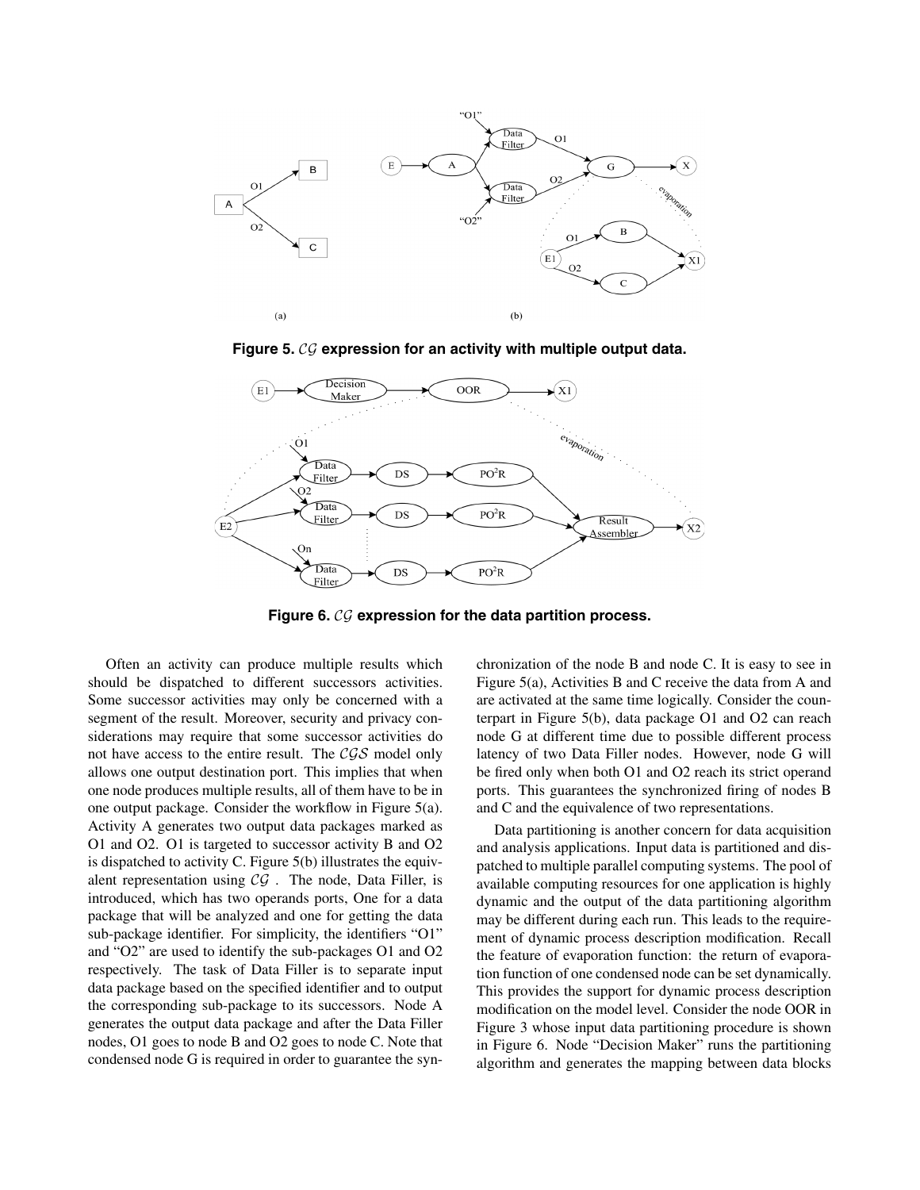Figure 5. $\mathcal{CG}$ expression for an activity with multiple output data.

Figure 6. $\mathcal{CG}$ expression for the data partition process.

Often an activity can produce multiple results which should be dispatched to different successors activities. Some successor activities may only be concerned with a segment of the result. Moreover, security and privacy considerations may require that some successor activities do not have access to the entire result. The $\mathcal{CGS}$ model only allows one output destination port. This implies that when one node produces multiple results, all of them have to be in one output package. Consider the workflow in Figure 5(a). Activity A generates two output data packages marked as O1 and O2. O1 is targeted to successor activity B and O2 is dispatched to activity C. Figure 5(b) illustrates the equivalent representation using $\mathcal{CG}$ . The node, Data Filler, is introduced, which has two operands ports, One for a data package that will be analyzed and one for getting the data sub-package identifier. For simplicity, the identifiers "O1" and "O2" are used to identify the sub-packages O1 and O2 respectively. The task of Data Filler is to separate input data package based on the specified identifier and to output the corresponding sub-package to its successors. Node A generates the output data package and after the Data Filler nodes, O1 goes to node B and O2 goes to node C. Note that condensed node G is required in order to guarantee the synchronization of the node B and node C. It is easy to see in Figure 5(a), Activities B and C receive the data from A and are activated at the same time logically. Consider the counterpart in Figure 5(b), data package O1 and O2 can reach node G at different time due to possible different process latency of two Data Filler nodes. However, node G will be fired only when both O1 and O2 reach its strict operand ports. This guarantees the synchronized firing of nodes B and C and the equivalence of two representations.

Data partitioning is another concern for data acquisition and analysis applications. Input data is partitioned and dispatched to multiple parallel computing systems. The pool of available computing resources for one application is highly dynamic and the output of the data partitioning algorithm may be different during each run. This leads to the requirement of dynamic process description modification. Recall the feature of evaporation function: the return of evaporation function of one condensed node can be set dynamically. This provides the support for dynamic process description modification on the model level. Consider the node OOR in Figure 3 whose input data partitioning procedure is shown in Figure 6. Node "Decision Maker" runs the partitioning algorithm and generates the mapping between data blocks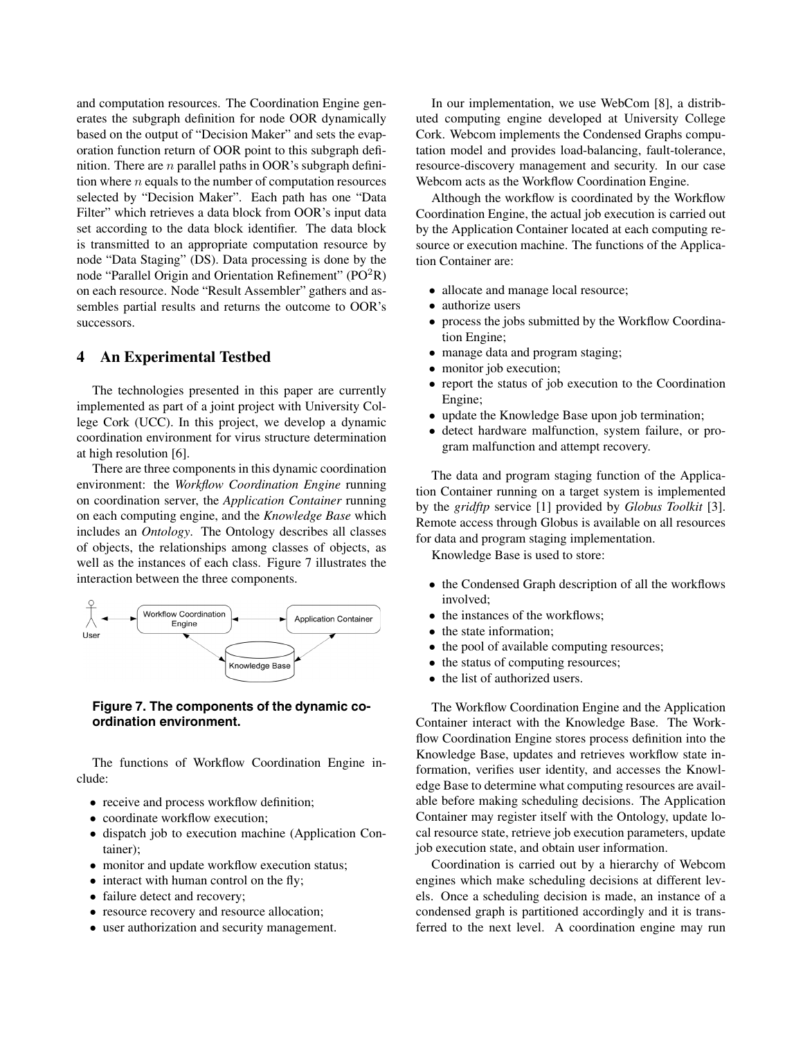and computation resources. The Coordination Engine generates the subgraph definition for node OOR dynamically based on the output of "Decision Maker" and sets the evaporation function return of OOR point to this subgraph definition. There are $n$ parallel paths in OOR's subgraph definition where $n$ equals to the number of computation resources selected by "Decision Maker". Each path has one "Data Filter" which retrieves a data block from OOR's input data set according to the data block identifier. The data block is transmitted to an appropriate computation resource by node "Data Staging" (DS). Data processing is done by the node "Parallel Origin and Orientation Refinement" ($PO^2R$) on each resource. Node "Result Assembler" gathers and assembles partial results and returns the outcome to OOR's successors.

## 4 An Experimental Testbed

The technologies presented in this paper are currently implemented as part of a joint project with University College Cork (UCC). In this project, we develop a dynamic coordination environment for virus structure determination at high resolution [6].

There are three components in this dynamic coordination environment: the *Workflow Coordination Engine* running on coordination server, the *Application Container* running on each computing engine, and the *Knowledge Base* which includes an *Ontology*. The Ontology describes all classes of objects, the relationships among classes of objects, as well as the instances of each class. Figure 7 illustrates the interaction between the three components.

User

Workflow Coordination Engine

Application Container

Knowledge Base

**Figure 7. The components of the dynamic coordination environment.**

The functions of Workflow Coordination Engine include:

- receive and process workflow definition;
- coordinate workflow execution;
- dispatch job to execution machine (Application Container);
- monitor and update workflow execution status;
- interact with human control on the fly;
- failure detect and recovery;
- resource recovery and resource allocation;
- user authorization and security management.

In our implementation, we use WebCom [8], a distributed computing engine developed at University College Cork. Webcom implements the Condensed Graphs computation model and provides load-balancing, fault-tolerance, resource-discovery management and security. In our case Webcom acts as the Workflow Coordination Engine.

Although the workflow is coordinated by the Workflow Coordination Engine, the actual job execution is carried out by the Application Container located at each computing resource or execution machine. The functions of the Application Container are:

- allocate and manage local resource;
- authorize users
- process the jobs submitted by the Workflow Coordination Engine;
- manage data and program staging;
- monitor job execution;
- report the status of job execution to the Coordination Engine;
- update the Knowledge Base upon job termination;
- detect hardware malfunction, system failure, or program malfunction and attempt recovery.

The data and program staging function of the Application Container running on a target system is implemented by the *gridftp* service [1] provided by *Globus Toolkit* [3]. Remote access through Globus is available on all resources for data and program staging implementation.

Knowledge Base is used to store:

- the Condensed Graph description of all the workflows involved;
- the instances of the workflows;
- the state information;
- the pool of available computing resources;
- the status of computing resources;
- the list of authorized users.

The Workflow Coordination Engine and the Application Container interact with the Knowledge Base. The Workflow Coordination Engine stores process definition into the Knowledge Base, updates and retrieves workflow state information, verifies user identity, and accesses the Knowledge Base to determine what computing resources are available before making scheduling decisions. The Application Container may register itself with the Ontology, update local resource state, retrieve job execution parameters, update job execution state, and obtain user information.

Coordination is carried out by a hierarchy of Webcom engines which make scheduling decisions at different levels. Once a scheduling decision is made, an instance of a condensed graph is partitioned accordingly and it is transferred to the next level. A coordination engine may run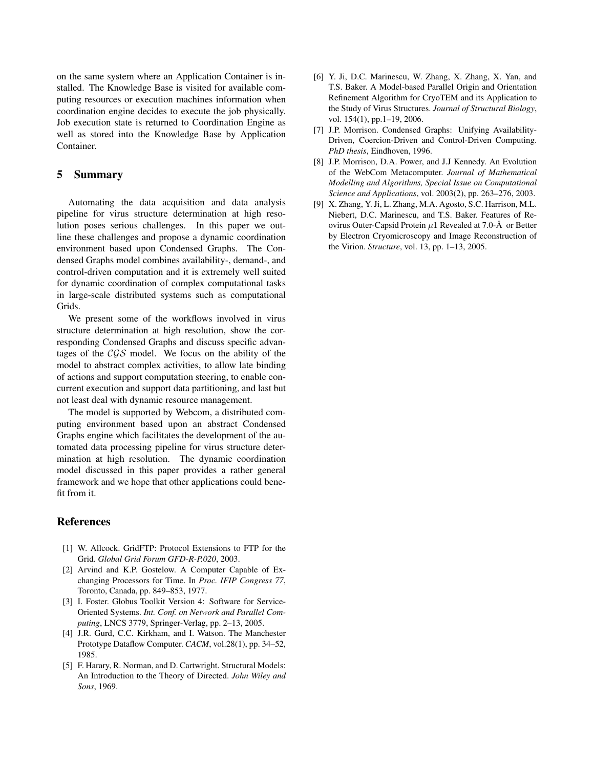on the same system where an Application Container is installed. The Knowledge Base is visited for available computing resources or execution machines information when coordination engine decides to execute the job physically. Job execution state is returned to Coordination Engine as well as stored into the Knowledge Base by Application Container.

## 5 Summary

Automating the data acquisition and data analysis pipeline for virus structure determination at high resolution poses serious challenges. In this paper we outline these challenges and propose a dynamic coordination environment based upon Condensed Graphs. The Condensed Graphs model combines availability-, demand-, and control-driven computation and it is extremely well suited for dynamic coordination of complex computational tasks in large-scale distributed systems such as computational Grids.

We present some of the workflows involved in virus structure determination at high resolution, show the corresponding Condensed Graphs and discuss specific advantages of the $\mathcal{CGS}$ model. We focus on the ability of the model to abstract complex activities, to allow late binding of actions and support computation steering, to enable concurrent execution and support data partitioning, and last but not least deal with dynamic resource management.

The model is supported by Webcom, a distributed computing environment based upon an abstract Condensed Graphs engine which facilitates the development of the automated data processing pipeline for virus structure determination at high resolution. The dynamic coordination model discussed in this paper provides a rather general framework and we hope that other applications could benefit from it.

## References

[1] W. Allcock. GridFTP: Protocol Extensions to FTP for the Grid. *Global Grid Forum GFD-R-P.020*, 2003.

[2] Arvind and K.P. Gostelow. A Computer Capable of Exchanging Processors for Time. In *Proc. IFIP Congress 77*, Toronto, Canada, pp. 849–853, 1977.

[3] I. Foster. Globus Toolkit Version 4: Software for Service-Oriented Systems. *Int. Conf. on Network and Parallel Computing*, LNCS 3779, Springer-Verlag, pp. 2–13, 2005.

[4] J.R. Gurd, C.C. Kirkham, and I. Watson. The Manchester Prototype Dataflow Computer. *CACM*, vol.28(1), pp. 34–52, 1985.

[5] F. Harary, R. Norman, and D. Cartwright. Structural Models: An Introduction to the Theory of Directed. *John Wiley and Sons*, 1969.

[6] Y. Ji, D.C. Marinescu, W. Zhang, X. Zhang, X. Yan, and T.S. Baker. A Model-based Parallel Origin and Orientation Refinement Algorithm for CryoTEM and its Application to the Study of Virus Structures. *Journal of Structural Biology*, vol. 154(1), pp.1–19, 2006.

[7] J.P. Morrison. Condensed Graphs: Unifying Availability-Driven, Coercion-Driven and Control-Driven Computing. *PhD thesis*, Eindhoven, 1996.

[8] J.P. Morrison, D.A. Power, and J.J Kennedy. An Evolution of the WebCom Metacomputer. *Journal of Mathematical Modelling and Algorithms, Special Issue on Computational Science and Applications*, vol. 2003(2), pp. 263–276, 2003.

[9] X. Zhang, Y. Ji, L. Zhang, M.A. Agosto, S.C. Harrison, M.L. Niebert, D.C. Marinescu, and T.S. Baker. Features of Reovirus Outer-Capsid Protein $\mu$1 Revealed at 7.0-Å or Better by Electron Cryomicroscopy and Image Reconstruction of the Virion. *Structure*, vol. 13, pp. 1–13, 2005.